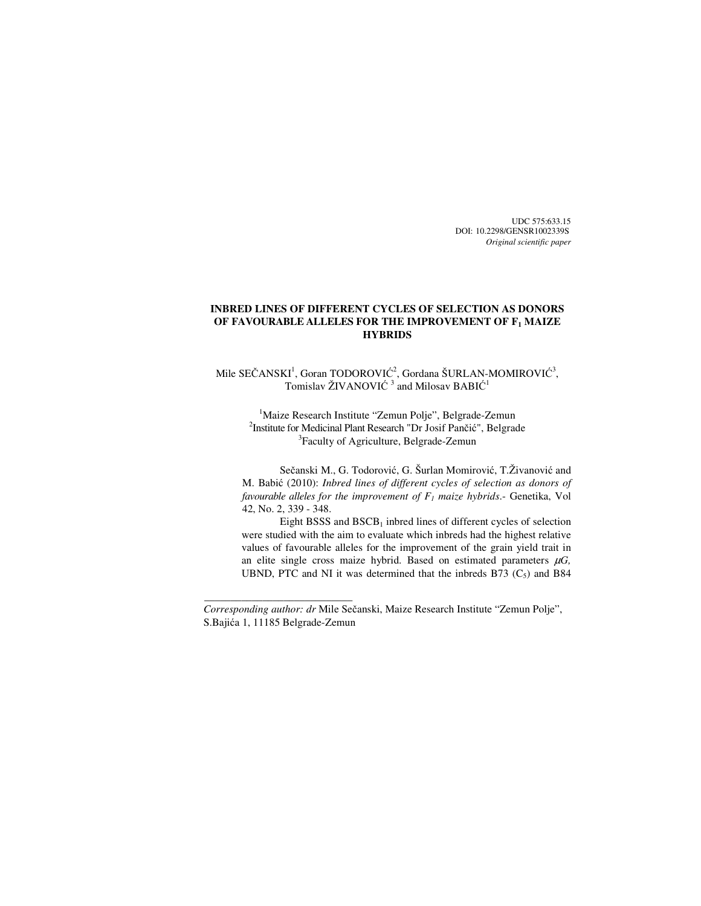UDC 575:633.15
DOI: 10.2298/GENSR1002339S
*Original scientific paper*

# INBRED LINES OF DIFFERENT CYCLES OF SELECTION AS DONORS OF FAVOURABLE ALLELES FOR THE IMPROVEMENT OF $F_1$ MAIZE HYBRIDS

Mile SEČANSKI[1], Goran TODOROVIĆ[2], Gordana ŠURLAN-MOMIROVIĆ[3], Tomislav ŽIVANOVIĆ [3] and Milosav BABIĆ[1]

[1]Maize Research Institute "Zemun Polje", Belgrade-Zemun
[2]Institute for Medicinal Plant Research "Dr Josif Pančić", Belgrade
[3]Faculty of Agriculture, Belgrade-Zemun

Sečanski M., G. Todorović, G. Šurlan Momirović, T.Živanović and M. Babić (2010): *Inbred lines of different cycles of selection as donors of favourable alleles for the improvement of $F_1$ maize hybrids*.- Genetika, Vol 42, No. 2, 339 - 348.

Eight BSSS and $BSCB_1$ inbred lines of different cycles of selection were studied with the aim to evaluate which inbreds had the highest relative values of favourable alleles for the improvement of the grain yield trait in an elite single cross maize hybrid. Based on estimated parameters $\mu G$, UBND, PTC and NI it was determined that the inbreds B73 ($C_5$) and B84

---

*Corresponding author: dr* Mile Sečanski, Maize Research Institute "Zemun Polje", S.Bajića 1, 11185 Belgrade-Zemun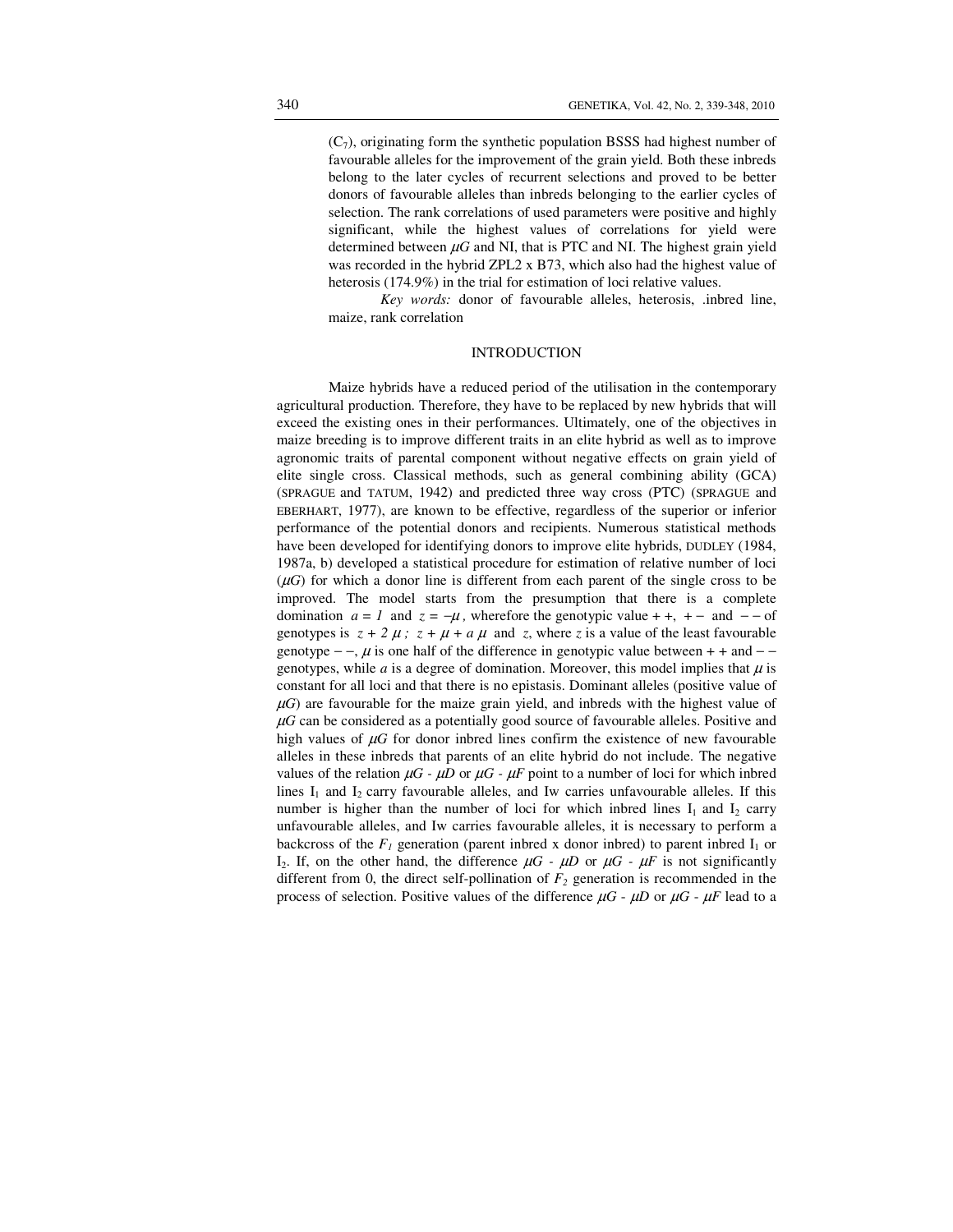($C_7$), originating form the synthetic population BSSS had highest number of favourable alleles for the improvement of the grain yield. Both these inbreds belong to the later cycles of recurrent selections and proved to be better donors of favourable alleles than inbreds belonging to the earlier cycles of selection. The rank correlations of used parameters were positive and highly significant, while the highest values of correlations for yield were determined between $\mu G$ and NI, that is PTC and NI. The highest grain yield was recorded in the hybrid ZPL2 x B73, which also had the highest value of heterosis (174.9%) in the trial for estimation of loci relative values.

*Key words:* donor of favourable alleles, heterosis, .inbred line, maize, rank correlation

## INTRODUCTION

Maize hybrids have a reduced period of the utilisation in the contemporary agricultural production. Therefore, they have to be replaced by new hybrids that will exceed the existing ones in their performances. Ultimately, one of the objectives in maize breeding is to improve different traits in an elite hybrid as well as to improve agronomic traits of parental component without negative effects on grain yield of elite single cross. Classical methods, such as general combining ability (GCA) (SPRAGUE and TATUM, 1942) and predicted three way cross (PTC) (SPRAGUE and EBERHART, 1977), are known to be effective, regardless of the superior or inferior performance of the potential donors and recipients. Numerous statistical methods have been developed for identifying donors to improve elite hybrids, DUDLEY (1984, 1987a, b) developed a statistical procedure for estimation of relative number of loci ($\mu G$) for which a donor line is different from each parent of the single cross to be improved. The model starts from the presumption that there is a complete domination $a = 1$ and $z = -\mu$, wherefore the genotypic value $++$, $+-$ and $--$ of genotypes is $z + 2\mu$; $z + \mu + a\mu$ and $z$, where $z$ is a value of the least favourable genotype $--$, $\mu$ is one half of the difference in genotypic value between $++$ and $--$ genotypes, while $a$ is a degree of domination. Moreover, this model implies that $\mu$ is constant for all loci and that there is no epistasis. Dominant alleles (positive value of $\mu G$) are favourable for the maize grain yield, and inbreds with the highest value of $\mu G$ can be considered as a potentially good source of favourable alleles. Positive and high values of $\mu G$ for donor inbred lines confirm the existence of new favourable alleles in these inbreds that parents of an elite hybrid do not include. The negative values of the relation $\mu G$ - $\mu D$ or $\mu G$ - $\mu F$ point to a number of loci for which inbred lines $I_1$ and $I_2$ carry favourable alleles, and Iw carries unfavourable alleles. If this number is higher than the number of loci for which inbred lines $I_1$ and $I_2$ carry unfavourable alleles, and Iw carries favourable alleles, it is necessary to perform a backcross of the $F_1$ generation (parent inbred x donor inbred) to parent inbred $I_1$ or $I_2$. If, on the other hand, the difference $\mu G$ - $\mu D$ or $\mu G$ - $\mu F$ is not significantly different from 0, the direct self-pollination of $F_2$ generation is recommended in the process of selection. Positive values of the difference $\mu G$ - $\mu D$ or $\mu G$ - $\mu F$ lead to a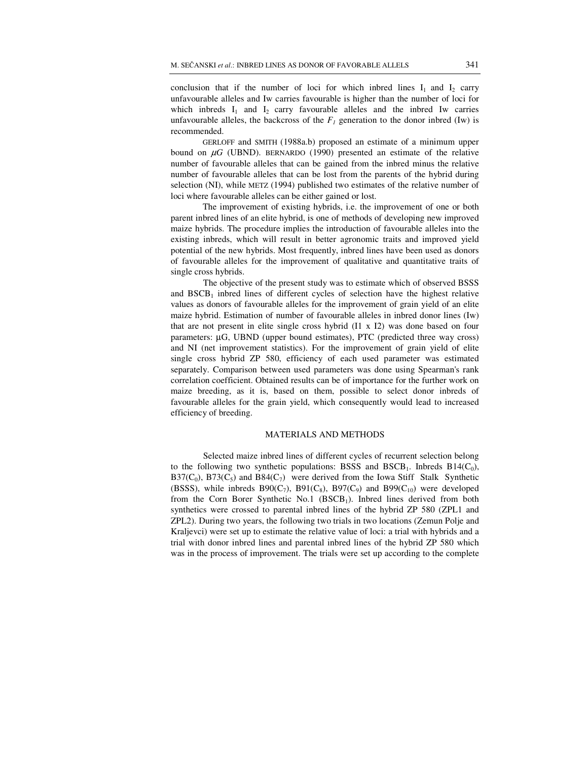conclusion that if the number of loci for which inbred lines $I_1$ and $I_2$ carry unfavourable alleles and Iw carries favourable is higher than the number of loci for which inbreds $I_1$ and $I_2$ carry favourable alleles and the inbred Iw carries unfavourable alleles, the backcross of the $F_1$ generation to the donor inbred (Iw) is recommended.

GERLOFF and SMITH (1988a.b) proposed an estimate of a minimum upper bound on $\mu G$ (UBND). BERNARDO (1990) presented an estimate of the relative number of favourable alleles that can be gained from the inbred minus the relative number of favourable alleles that can be lost from the parents of the hybrid during selection (NI), while METZ (1994) published two estimates of the relative number of loci where favourable alleles can be either gained or lost.

The improvement of existing hybrids, i.e. the improvement of one or both parent inbred lines of an elite hybrid, is one of methods of developing new improved maize hybrids. The procedure implies the introduction of favourable alleles into the existing inbreds, which will result in better agronomic traits and improved yield potential of the new hybrids. Most frequently, inbred lines have been used as donors of favourable alleles for the improvement of qualitative and quantitative traits of single cross hybrids.

The objective of the present study was to estimate which of observed BSSS and $BSCB_1$ inbred lines of different cycles of selection have the highest relative values as donors of favourable alleles for the improvement of grain yield of an elite maize hybrid. Estimation of number of favourable alleles in inbred donor lines (Iw) that are not present in elite single cross hybrid (I1 x I2) was done based on four parameters: $\mu$G, UBND (upper bound estimates), PTC (predicted three way cross) and NI (net improvement statistics). For the improvement of grain yield of elite single cross hybrid ZP 580, efficiency of each used parameter was estimated separately. Comparison between used parameters was done using Spearman's rank correlation coefficient. Obtained results can be of importance for the further work on maize breeding, as it is, based on them, possible to select donor inbreds of favourable alleles for the grain yield, which consequently would lead to increased efficiency of breeding.

## MATERIALS AND METHODS

Selected maize inbred lines of different cycles of recurrent selection belong to the following two synthetic populations: BSSS and $BSCB_1$. Inbreds B14($C_0$), B37($C_0$), B73($C_5$) and B84($C_7$) were derived from the Iowa Stiff Stalk Synthetic (BSSS), while inbreds B90($C_7$), B91($C_8$), B97($C_9$) and B99($C_{10}$) were developed from the Corn Borer Synthetic No.1 ($BSCB_1$). Inbred lines derived from both synthetics were crossed to parental inbred lines of the hybrid ZP 580 (ZPL1 and ZPL2). During two years, the following two trials in two locations (Zemun Polje and Kraljevci) were set up to estimate the relative value of loci: a trial with hybrids and a trial with donor inbred lines and parental inbred lines of the hybrid ZP 580 which was in the process of improvement. The trials were set up according to the complete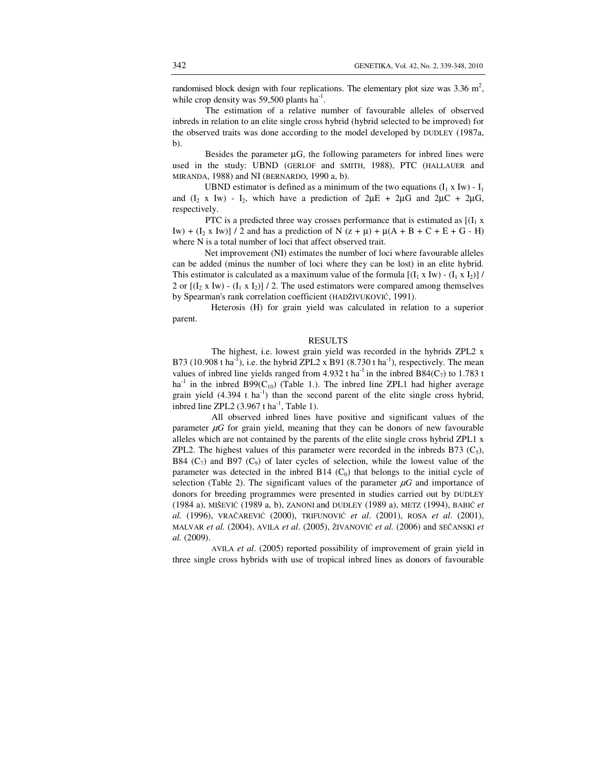randomised block design with four replications. The elementary plot size was 3.36 $m^2$, while crop density was 59,500 plants $ha^{-1}$.

The estimation of a relative number of favourable alleles of observed inbreds in relation to an elite single cross hybrid (hybrid selected to be improved) for the observed traits was done according to the model developed by DUDLEY (1987a, b).

Besides the parameter μG, the following parameters for inbred lines were used in the study: UBND (GERLOF and SMITH, 1988), PTC (HALLAUER and MIRANDA, 1988) and NI (BERNARDO, 1990 a, b).

UBND estimator is defined as a minimum of the two equations ($I_1$ x Iw) - $I_1$ and ($I_2$ x Iw) - $I_2$, which have a prediction of 2μE + 2μG and 2μC + 2μG, respectively.

PTC is a predicted three way crosses performance that is estimated as [($I_1$ x Iw) + ($I_2$ x Iw)] / 2 and has a prediction of N (z + μ) + μ(A + B + C + E + G - H) where N is a total number of loci that affect observed trait.

Net improvement (NI) estimates the number of loci where favourable alleles can be added (minus the number of loci where they can be lost) in an elite hybrid. This estimator is calculated as a maximum value of the formula [($I_1$ x Iw) - ($I_1$ x $I_2$)] / 2 or [($I_2$ x Iw) - ($I_1$ x $I_2$)] / 2. The used estimators were compared among themselves by Spearman's rank correlation coefficient (HADŽIVUKOVIĆ, 1991).

Heterosis (H) for grain yield was calculated in relation to a superior parent.

## RESULTS

The highest, i.e. lowest grain yield was recorded in the hybrids ZPL2 x B73 (10.908 t $ha^{-1}$), i.e. the hybrid ZPL2 x B91 (8.730 t $ha^{-1}$), respectively. The mean values of inbred line yields ranged from 4.932 t $ha^{-1}$ in the inbred B84($C_7$) to 1.783 t $ha^{-1}$ in the inbred B99($C_{10}$) (Table 1.). The inbred line ZPL1 had higher average grain yield (4.394 t $ha^{-1}$) than the second parent of the elite single cross hybrid, inbred line ZPL2 (3.967 t $ha^{-1}$, Table 1).

All observed inbred lines have positive and significant values of the parameter $\mu G$ for grain yield, meaning that they can be donors of new favourable alleles which are not contained by the parents of the elite single cross hybrid ZPL1 x ZPL2. The highest values of this parameter were recorded in the inbreds B73 ($C_5$), B84 ($C_7$) and B97 ($C_9$) of later cycles of selection, while the lowest value of the parameter was detected in the inbred B14 ($C_0$) that belongs to the initial cycle of selection (Table 2). The significant values of the parameter $\mu G$ and importance of donors for breeding programmes were presented in studies carried out by DUDLEY (1984 a), MIŠEVIĆ (1989 a, b), ZANONI and DUDLEY (1989 a), METZ (1994), BABIĆ *et al.* (1996), VRAČAREVIĆ (2000), TRIFUNOVIĆ *et al*. (2001), ROSA *et al*. (2001), MALVAR *et al.* (2004), AVILA *et al*. (2005), ŽIVANOVIĆ *et al.* (2006) and SEČANSKI *et al.* (2009).

AVILA *et al*. (2005) reported possibility of improvement of grain yield in three single cross hybrids with use of tropical inbred lines as donors of favourable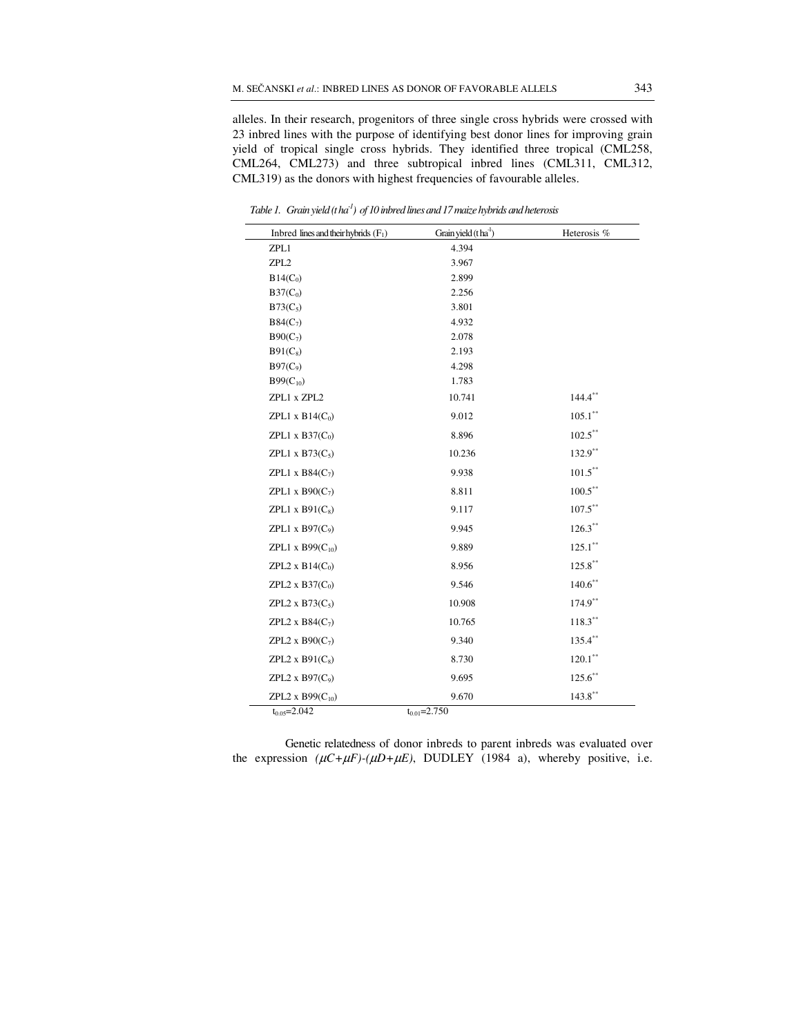alleles. In their research, progenitors of three single cross hybrids were crossed with 23 inbred lines with the purpose of identifying best donor lines for improving grain yield of tropical single cross hybrids. They identified three tropical (CML258, CML264, CML273) and three subtropical inbred lines (CML311, CML312, CML319) as the donors with highest frequencies of favourable alleles.

*Table 1. Grain yield (t ha$^{-1}$) of 10 inbred lines and 17 maize hybrids and heterosis*

| Inbred lines and their hybrids ($F_1$) | Grain yield (t ha$^{-1}$) | Heterosis % |
|---|---|---|
| ZPL1 | 4.394 | |
| ZPL2 | 3.967 | |
| B14($C_0$) | 2.899 | |
| B37($C_0$) | 2.256 | |
| B73($C_5$) | 3.801 | |
| B84($C_7$) | 4.932 | |
| B90($C_7$) | 2.078 | |
| B91($C_8$) | 2.193 | |
| B97($C_9$) | 4.298 | |
| B99($C_{10}$) | 1.783 | |
| ZPL1 x ZPL2 | 10.741 | $144.4^{**}$ |
| ZPL1 x B14($C_0$) | 9.012 | $105.1^{**}$ |
| ZPL1 x B37($C_0$) | 8.896 | $102.5^{**}$ |
| ZPL1 x B73($C_5$) | 10.236 | $132.9^{**}$ |
| ZPL1 x B84($C_7$) | 9.938 | $101.5^{**}$ |
| ZPL1 x B90($C_7$) | 8.811 | $100.5^{**}$ |
| ZPL1 x B91($C_8$) | 9.117 | $107.5^{**}$ |
| ZPL1 x B97($C_9$) | 9.945 | $126.3^{**}$ |
| ZPL1 x B99($C_{10}$) | 9.889 | $125.1^{**}$ |
| ZPL2 x B14($C_0$) | 8.956 | $125.8^{**}$ |
| ZPL2 x B37($C_0$) | 9.546 | $140.6^{**}$ |
| ZPL2 x B73($C_5$) | 10.908 | $174.9^{**}$ |
| ZPL2 x B84($C_7$) | 10.765 | $118.3^{**}$ |
| ZPL2 x B90($C_7$) | 9.340 | $135.4^{**}$ |
| ZPL2 x B91($C_8$) | 8.730 | $120.1^{**}$ |
| ZPL2 x B97($C_9$) | 9.695 | $125.6^{**}$ |
| ZPL2 x B99($C_{10}$) | 9.670 | $143.8^{**}$ |
| $t_{0.05}$=2.042 | $t_{0.01}$=2.750 | |

Genetic relatedness of donor inbreds to parent inbreds was evaluated over the expression $(\mu C+\mu F)-(\mu D+\mu E)$, DUDLEY (1984 a), whereby positive, i.e.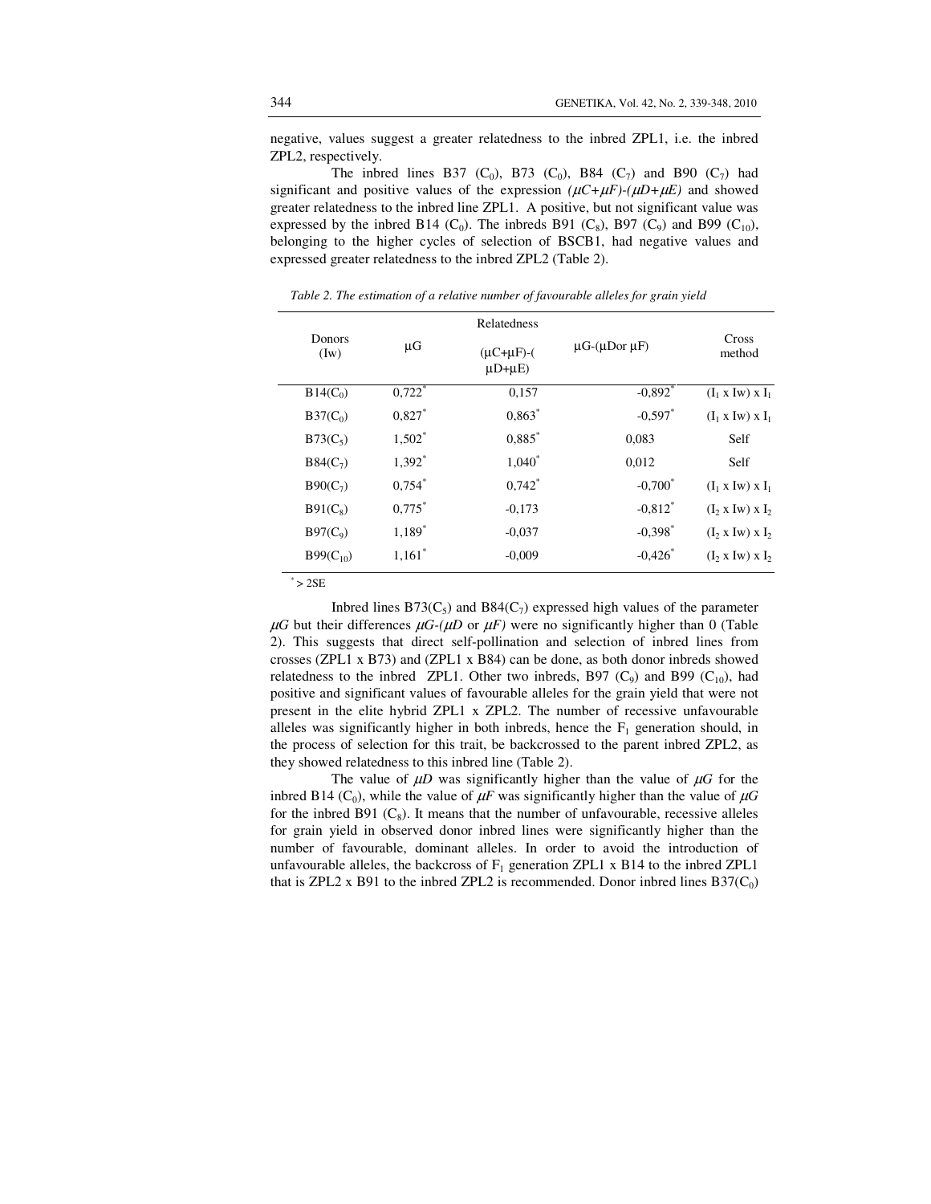negative, values suggest a greater relatedness to the inbred ZPL1, i.e. the inbred ZPL2, respectively.

The inbred lines B37 ($C_0$), B73 ($C_0$), B84 ($C_7$) and B90 ($C_7$) had significant and positive values of the expression $(\mu C+\mu F)-(\mu D+\mu E)$ and showed greater relatedness to the inbred line ZPL1. A positive, but not significant value was expressed by the inbred B14 ($C_0$). The inbreds B91 ($C_8$), B97 ($C_9$) and B99 ($C_{10}$), belonging to the higher cycles of selection of BSCB1, had negative values and expressed greater relatedness to the inbred ZPL2 (Table 2).

*Table 2. The estimation of a relative number of favourable alleles for grain yield*

| Donors (Iw) | μG | Relatedness (μC+μF)-(μD+μE) | μG-(μDor μF) | Cross method |
|---|---|---|---|---|
| B14($C_0$) | 0,722* | 0,157 | -0,892* | ($I_1$ x Iw) x $I_1$ |
| B37($C_0$) | 0,827* | 0,863* | -0,597* | ($I_1$ x Iw) x $I_1$ |
| B73($C_5$) | 1,502* | 0,885* | 0,083 | Self |
| B84($C_7$) | 1,392* | 1,040* | 0,012 | Self |
| B90($C_7$) | 0,754* | 0,742* | -0,700* | ($I_1$ x Iw) x $I_1$ |
| B91($C_8$) | 0,775* | -0,173 | -0,812* | ($I_2$ x Iw) x $I_2$ |
| B97($C_9$) | 1,189* | -0,037 | -0,398* | ($I_2$ x Iw) x $I_2$ |
| B99($C_{10}$) | 1,161* | -0,009 | -0,426* | ($I_2$ x Iw) x $I_2$ |

* > 2SE

Inbred lines B73($C_5$) and B84($C_7$) expressed high values of the parameter $\mu G$ but their differences $\mu G$-($\mu D$ or $\mu F$) were no significantly higher than 0 (Table 2). This suggests that direct self-pollination and selection of inbred lines from crosses (ZPL1 x B73) and (ZPL1 x B84) can be done, as both donor inbreds showed relatedness to the inbred ZPL1. Other two inbreds, B97 ($C_9$) and B99 ($C_{10}$), had positive and significant values of favourable alleles for the grain yield that were not present in the elite hybrid ZPL1 x ZPL2. The number of recessive unfavourable alleles was significantly higher in both inbreds, hence the $F_1$ generation should, in the process of selection for this trait, be backcrossed to the parent inbred ZPL2, as they showed relatedness to this inbred line (Table 2).

The value of $\mu D$ was significantly higher than the value of $\mu G$ for the inbred B14 ($C_0$), while the value of $\mu F$ was significantly higher than the value of $\mu G$ for the inbred B91 ($C_8$). It means that the number of unfavourable, recessive alleles for grain yield in observed donor inbred lines were significantly higher than the number of favourable, dominant alleles. In order to avoid the introduction of unfavourable alleles, the backcross of $F_1$ generation ZPL1 x B14 to the inbred ZPL1 that is ZPL2 x B91 to the inbred ZPL2 is recommended. Donor inbred lines B37($C_0$)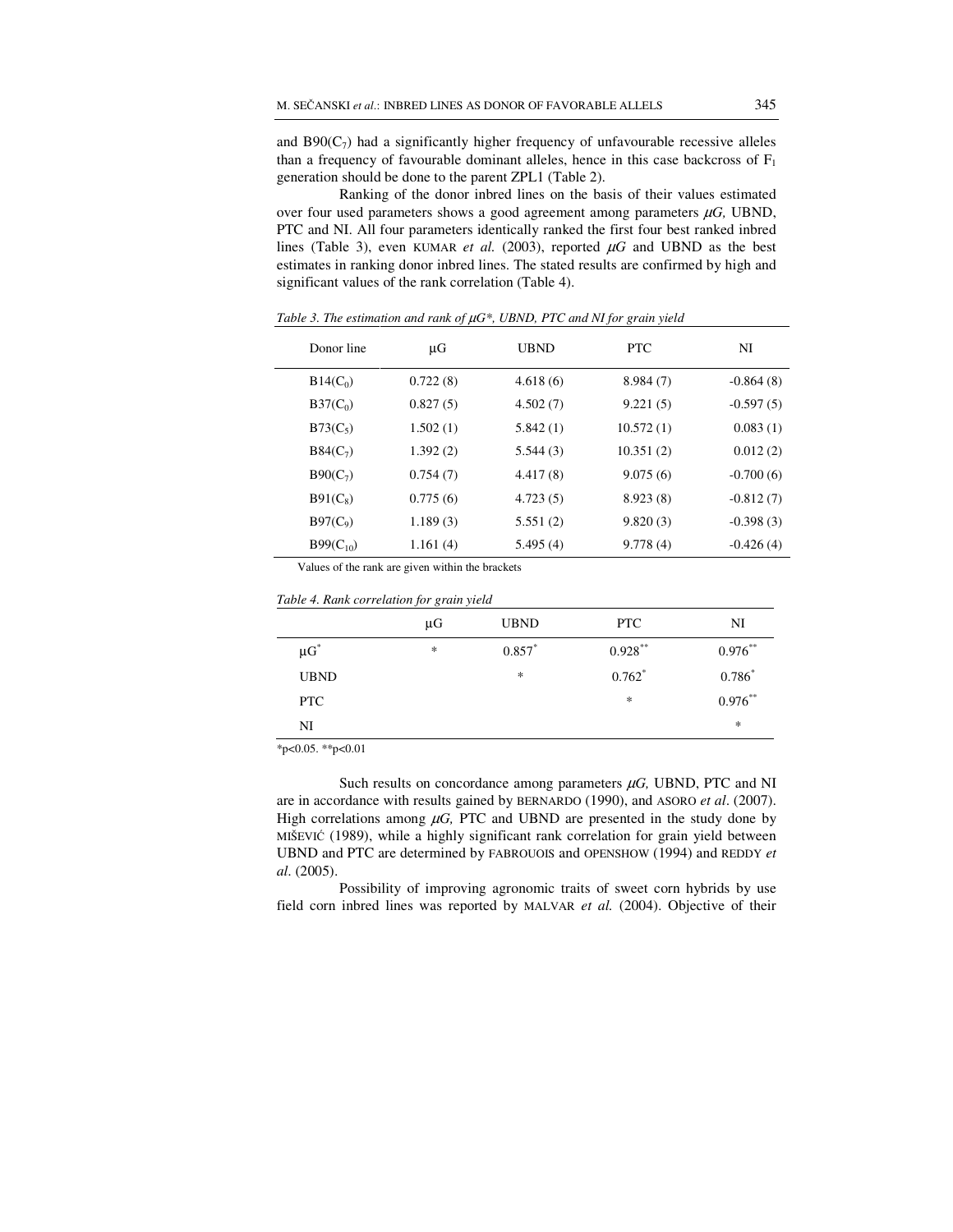and B90($C_7$) had a significantly higher frequency of unfavourable recessive alleles than a frequency of favourable dominant alleles, hence in this case backcross of $F_1$ generation should be done to the parent ZPL1 (Table 2).

Ranking of the donor inbred lines on the basis of their values estimated over four used parameters shows a good agreement among parameters $\mu G$, UBND, PTC and NI. All four parameters identically ranked the first four best ranked inbred lines (Table 3), even KUMAR *et al.* (2003), reported $\mu G$ and UBND as the best estimates in ranking donor inbred lines. The stated results are confirmed by high and significant values of the rank correlation (Table 4).

*Table 3. The estimation and rank of $\mu G$\*, UBND, PTC and NI for grain yield*

| Donor line | μG | UBND | PTC | NI |
|---|---|---|---|---|
| B14($C_0$) | 0.722 (8) | 4.618 (6) | 8.984 (7) | -0.864 (8) |
| B37($C_0$) | 0.827 (5) | 4.502 (7) | 9.221 (5) | -0.597 (5) |
| B73($C_5$) | 1.502 (1) | 5.842 (1) | 10.572 (1) | 0.083 (1) |
| B84($C_7$) | 1.392 (2) | 5.544 (3) | 10.351 (2) | 0.012 (2) |
| B90($C_7$) | 0.754 (7) | 4.417 (8) | 9.075 (6) | -0.700 (6) |
| B91($C_8$) | 0.775 (6) | 4.723 (5) | 8.923 (8) | -0.812 (7) |
| B97($C_9$) | 1.189 (3) | 5.551 (2) | 9.820 (3) | -0.398 (3) |
| B99($C_{10}$) | 1.161 (4) | 5.495 (4) | 9.778 (4) | -0.426 (4) |

Values of the rank are given within the brackets

*Table 4. Rank correlation for grain yield*

| | μG | UBND | PTC | NI |
|---|---|---|---|---|
| $\mu G^*$ | * | $0.857^*$ | $0.928^{**}$ | $0.976^{**}$ |
| UBND | | * | $0.762^*$ | $0.786^*$ |
| PTC | | | * | $0.976^{**}$ |
| NI | | | | * |

*$p<0.05$. **$p<0.01$

Such results on concordance among parameters $\mu G$, UBND, PTC and NI are in accordance with results gained by BERNARDO (1990), and ASORO *et al*. (2007). High correlations among $\mu G$, PTC and UBND are presented in the study done by MIŠEVIĆ (1989), while a highly significant rank correlation for grain yield between UBND and PTC are determined by FABROUOIS and OPENSHOW (1994) and REDDY *et al*. (2005).

Possibility of improving agronomic traits of sweet corn hybrids by use field corn inbred lines was reported by MALVAR *et al.* (2004). Objective of their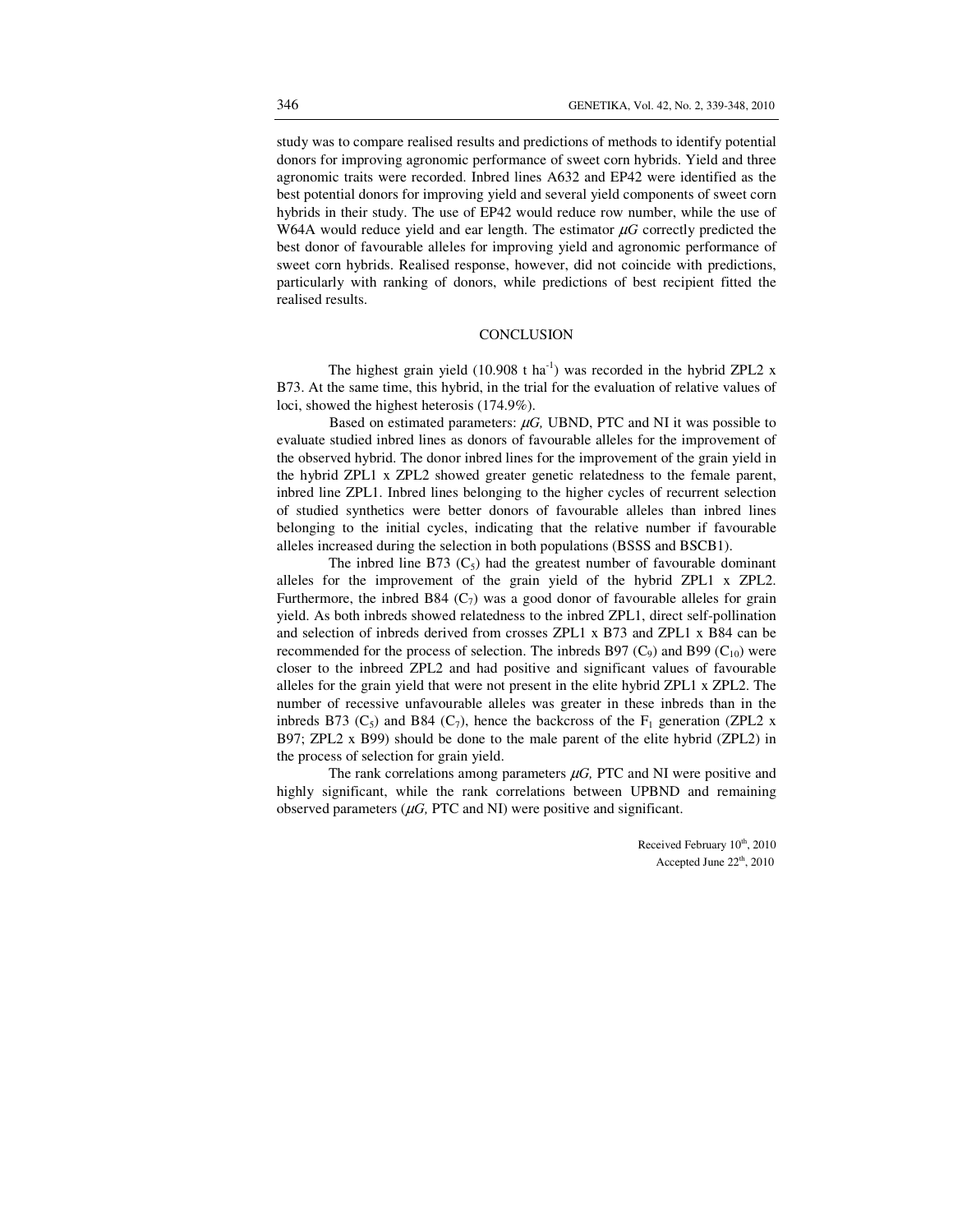study was to compare realised results and predictions of methods to identify potential donors for improving agronomic performance of sweet corn hybrids. Yield and three agronomic traits were recorded. Inbred lines A632 and EP42 were identified as the best potential donors for improving yield and several yield components of sweet corn hybrids in their study. The use of EP42 would reduce row number, while the use of W64A would reduce yield and ear length. The estimator $\mu G$ correctly predicted the best donor of favourable alleles for improving yield and agronomic performance of sweet corn hybrids. Realised response, however, did not coincide with predictions, particularly with ranking of donors, while predictions of best recipient fitted the realised results.

## CONCLUSION

The highest grain yield (10.908 t $ha^{-1}$) was recorded in the hybrid ZPL2 x B73. At the same time, this hybrid, in the trial for the evaluation of relative values of loci, showed the highest heterosis (174.9%).

Based on estimated parameters: $\mu G$, UBND, PTC and NI it was possible to evaluate studied inbred lines as donors of favourable alleles for the improvement of the observed hybrid. The donor inbred lines for the improvement of the grain yield in the hybrid ZPL1 x ZPL2 showed greater genetic relatedness to the female parent, inbred line ZPL1. Inbred lines belonging to the higher cycles of recurrent selection of studied synthetics were better donors of favourable alleles than inbred lines belonging to the initial cycles, indicating that the relative number if favourable alleles increased during the selection in both populations (BSSS and BSCB1).

The inbred line B73 ($C_5$) had the greatest number of favourable dominant alleles for the improvement of the grain yield of the hybrid ZPL1 x ZPL2. Furthermore, the inbred B84 ($C_7$) was a good donor of favourable alleles for grain yield. As both inbreds showed relatedness to the inbred ZPL1, direct self-pollination and selection of inbreds derived from crosses ZPL1 x B73 and ZPL1 x B84 can be recommended for the process of selection. The inbreds B97 ($C_9$) and B99 ($C_{10}$) were closer to the inbreed ZPL2 and had positive and significant values of favourable alleles for the grain yield that were not present in the elite hybrid ZPL1 x ZPL2. The number of recessive unfavourable alleles was greater in these inbreds than in the inbreds B73 ($C_5$) and B84 ($C_7$), hence the backcross of the $F_1$ generation (ZPL2 x B97; ZPL2 x B99) should be done to the male parent of the elite hybrid (ZPL2) in the process of selection for grain yield.

The rank correlations among parameters $\mu G$, PTC and NI were positive and highly significant, while the rank correlations between UPBND and remaining observed parameters ($\mu G$, PTC and NI) were positive and significant.

Received February 10th, 2010
Accepted June 22th, 2010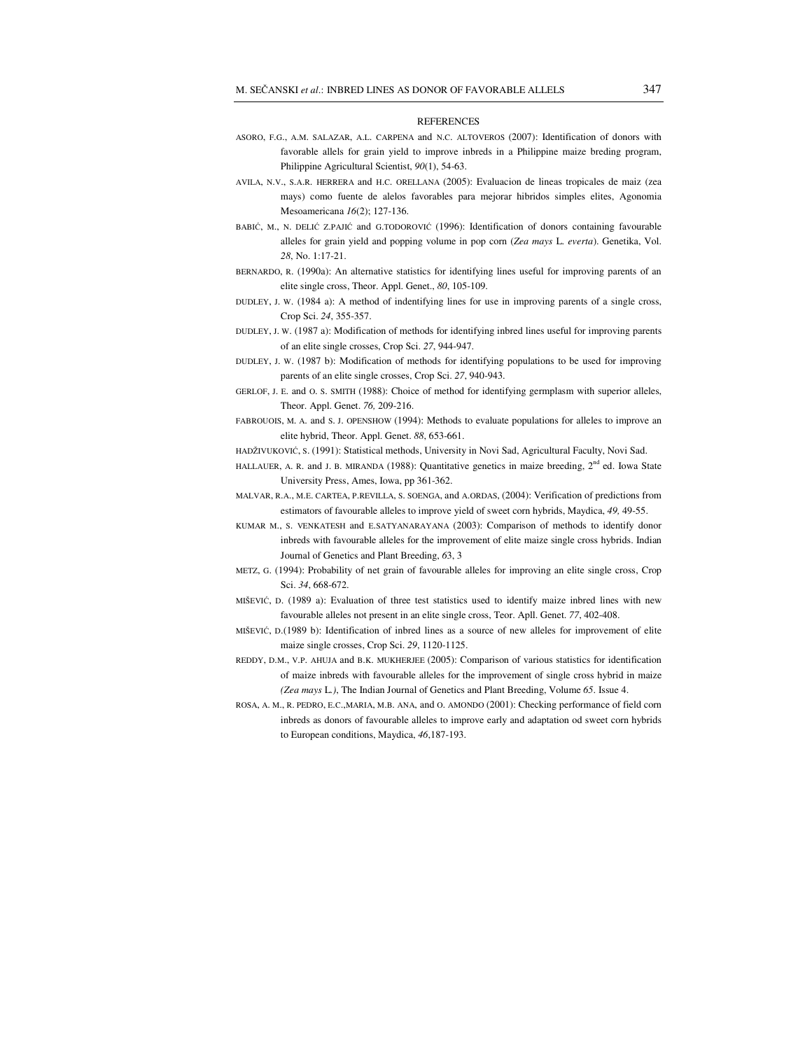## REFERENCES

ASORO, F.G., A.M. SALAZAR, A.L. CARPENA and N.C. ALTOVEROS (2007): Identification of donors with favorable allels for grain yield to improve inbreds in a Philippine maize breding program, Philippine Agricultural Scientist, *90*(1), 54-63.

AVILA, N.V., S.A.R. HERRERA and H.C. ORELLANA (2005): Evaluacion de lineas tropicales de maiz (zea mays) como fuente de alelos favorables para mejorar hibridos simples elites, Agonomia Mesoamericana *16*(2); 127-136.

BABIĆ, M., N. DELIĆ Z.PAJIĆ and G.TODOROVIĆ (1996): Identification of donors containing favourable alleles for grain yield and popping volume in pop corn (*Zea mays* L. *everta*). Genetika, Vol. *28*, No. 1:17-21.

BERNARDO, R. (1990a): An alternative statistics for identifying lines useful for improving parents of an elite single cross, Theor. Appl. Genet., *80*, 105-109.

DUDLEY, J. W. (1984 a): A method of indentifying lines for use in improving parents of a single cross, Crop Sci. *24*, 355-357.

DUDLEY, J. W. (1987 a): Modification of methods for identifying inbred lines useful for improving parents of an elite single crosses, Crop Sci. *27*, 944-947.

DUDLEY, J. W. (1987 b): Modification of methods for identifying populations to be used for improving parents of an elite single crosses, Crop Sci. *27*, 940-943.

GERLOF, J. E. and O. S. SMITH (1988): Choice of method for identifying germplasm with superior alleles, Theor. Appl. Genet. *76,* 209-216.

FABROUOIS, M. A. and S. J. OPENSHOW (1994): Methods to evaluate populations for alleles to improve an elite hybrid, Theor. Appl. Genet. *88*, 653-661.

HADŽIVUKOVIĆ, S. (1991): Statistical methods, University in Novi Sad, Agricultural Faculty, Novi Sad.

HALLAUER, A. R. and J. B. MIRANDA (1988): Quantitative genetics in maize breeding, 2nd ed. Iowa State University Press, Ames, Iowa, pp 361-362.

MALVAR, R.A., M.E. CARTEA, P.REVILLA, S. SOENGA, and A.ORDAS, (2004): Verification of predictions from estimators of favourable alleles to improve yield of sweet corn hybrids, Maydica, *49,* 49-55.

KUMAR M., S. VENKATESH and E.SATYANARAYANA (2003): Comparison of methods to identify donor inbreds with favourable alleles for the improvement of elite maize single cross hybrids. Indian Journal of Genetics and Plant Breeding, *6*3, 3

METZ, G. (1994): Probability of net grain of favourable alleles for improving an elite single cross, Crop Sci. *34*, 668-672.

MIŠEVIĆ, D. (1989 a): Evaluation of three test statistics used to identify maize inbred lines with new favourable alleles not present in an elite single cross, Teor. Apll. Genet. *77*, 402-408.

MIŠEVIĆ, D.(1989 b): Identification of inbred lines as a source of new alleles for improvement of elite maize single crosses, Crop Sci. *29*, 1120-1125.

REDDY, D.M., V.P. AHUJA and B.K. MUKHERJEE (2005): Comparison of various statistics for identification of maize inbreds with favourable alleles for the improvement of single cross hybrid in maize *(Zea mays* L.*)*, The Indian Journal of Genetics and Plant Breeding, Volume *65*. Issue 4.

ROSA, A. M., R. PEDRO, E.C.,MARIA, M.B. ANA, and O. AMONDO (2001): Checking performance of field corn inbreds as donors of favourable alleles to improve early and adaptation od sweet corn hybrids to European conditions, Maydica, *46*,187-193.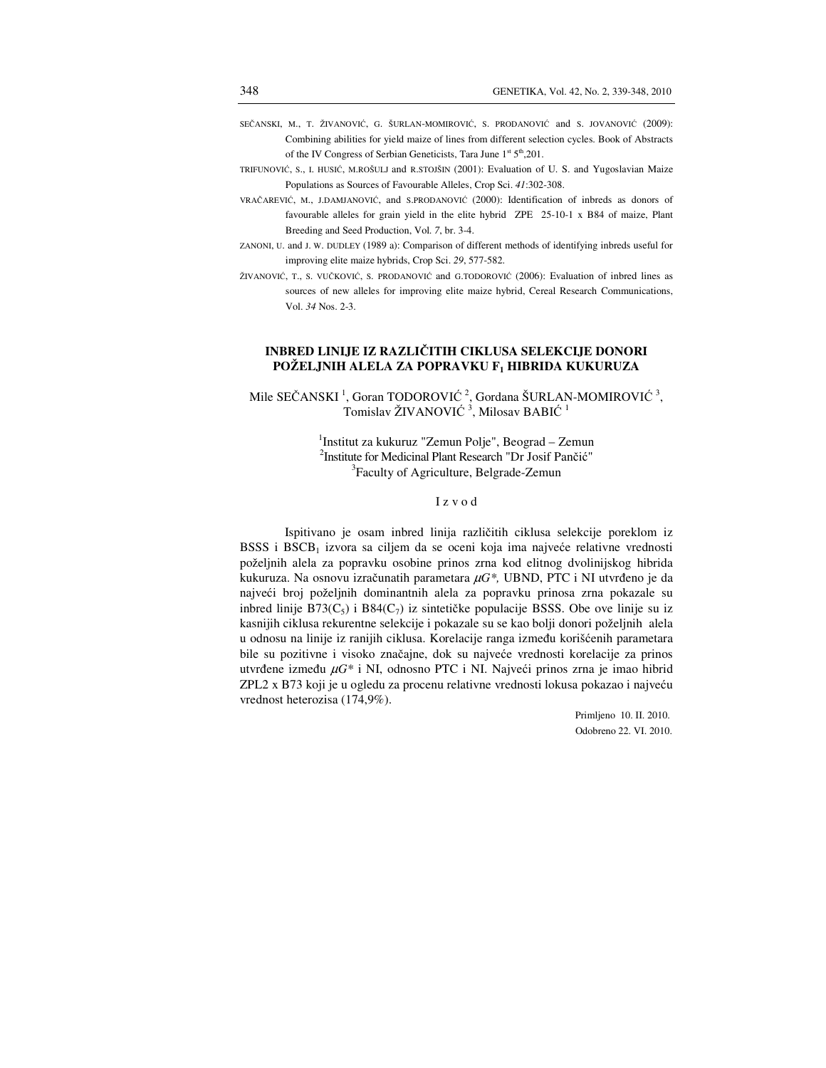SEČANSKI, M., T. ŽIVANOVIĆ, G. ŠURLAN-MOMIROVIĆ, S. PRODANOVIĆ and S. JOVANOVIĆ (2009): Combining abilities for yield maize of lines from different selection cycles. Book of Abstracts of the IV Congress of Serbian Geneticists, Tara June 1st 5th,201.

TRIFUNOVIĆ, S., I. HUSIĆ, M.ROŠULJ and R.STOJŠIN (2001): Evaluation of U. S. and Yugoslavian Maize Populations as Sources of Favourable Alleles, Crop Sci. *41*:302-308.

VRAČAREVIĆ, M., J.DAMJANOVIĆ, and S.PRODANOVIĆ (2000): Identification of inbreds as donors of favourable alleles for grain yield in the elite hybrid ZPE 25-10-1 x B84 of maize, Plant Breeding and Seed Production, Vol. *7*, br. 3-4.

ZANONI, U. and J. W. DUDLEY (1989 a): Comparison of different methods of identifying inbreds useful for improving elite maize hybrids, Crop Sci. *29*, 577-582.

ŽIVANOVIĆ, T., S. VUČKOVIĆ, S. PRODANOVIĆ and G.TODOROVIĆ (2006): Evaluation of inbred lines as sources of new alleles for improving elite maize hybrid, Cereal Research Communications, Vol. *34* Nos. 2-3.

## INBRED LINIJE IZ RAZLIČITIH CIKLUSA SELEKCIJE DONORI POŽELJNIH ALELA ZA POPRAVKU $F_1$ HIBRIDA KUKURUZA

Mile SEČANSKI [1], Goran TODOROVIĆ [2], Gordana ŠURLAN-MOMIROVIĆ [3], Tomislav ŽIVANOVIĆ [3], Milosav BABIĆ [1]

[1] Institut za kukuruz "Zemun Polje", Beograd – Zemun
[2] Institute for Medicinal Plant Research "Dr Josif Pančić"
[3] Faculty of Agriculture, Belgrade-Zemun

I z v o d

Ispitivano je osam inbred linija različitih ciklusa selekcije poreklom iz BSSS i $BSCB_1$ izvora sa ciljem da se oceni koja ima najveće relativne vrednosti poželjnih alela za popravku osobine prinos zrna kod elitnog dvolinijskog hibrida kukuruza. Na osnovu izračunatih parametara $\mu G^*$, UBND, PTC i NI utvrđeno je da najveći broj poželjnih dominantnih alela za popravku prinosa zrna pokazale su inbred linije B73($C_5$) i B84($C_7$) iz sintetičke populacije BSSS. Obe ove linije su iz kasnijih ciklusa rekurentne selekcije i pokazale su se kao bolji donori poželjnih alela u odnosu na linije iz ranijih ciklusa. Korelacije ranga između korišćenih parametara bile su pozitivne i visoko značajne, dok su najveće vrednosti korelacije za prinos utvrđene između $\mu G^*$ i NI, odnosno PTC i NI. Najveći prinos zrna je imao hibrid ZPL2 x B73 koji je u ogledu za procenu relativne vrednosti lokusa pokazao i najveću vrednost heterozisa (174,9%).

Primljeno 10. II. 2010.
Odobreno 22. VI. 2010.